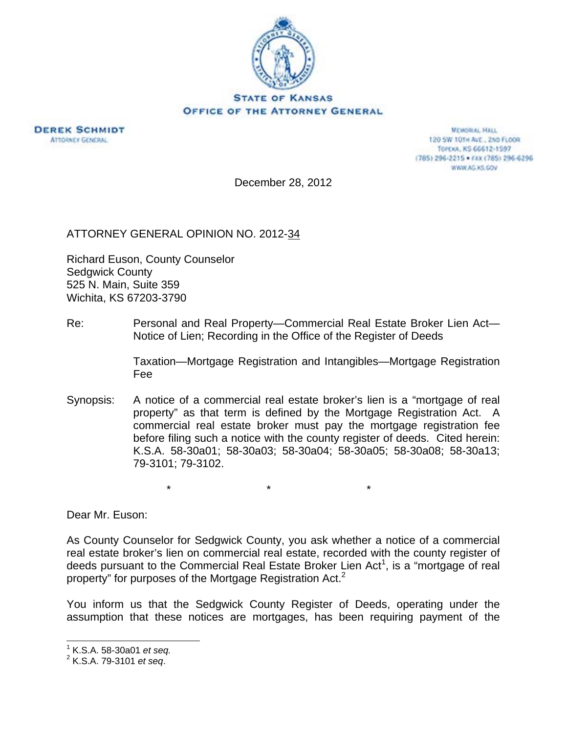**STATE OF KANSAS**
**OFFICE OF THE ATTORNEY GENERAL**

**DEREK SCHMIDT**
ATTORNEY GENERAL

MEMORIAL HALL
120 SW 10TH AVE., 2ND FLOOR
TOPEKA, KS 66612-1597
(785) 296-2215 • FAX (785) 296-6296
WWW.AG.KS.GOV

December 28, 2012

ATTORNEY GENERAL OPINION NO. 2012-34

Richard Euson, County Counselor
Sedgwick County
525 N. Main, Suite 359
Wichita, KS 67203-3790

Re: Personal and Real Property—Commercial Real Estate Broker Lien Act—Notice of Lien; Recording in the Office of the Register of Deeds

Taxation—Mortgage Registration and Intangibles—Mortgage Registration Fee

Synopsis: A notice of a commercial real estate broker's lien is a "mortgage of real property" as that term is defined by the Mortgage Registration Act. A commercial real estate broker must pay the mortgage registration fee before filing such a notice with the county register of deeds. Cited herein: K.S.A. 58-30a01; 58-30a03; 58-30a04; 58-30a05; 58-30a08; 58-30a13; 79-3101; 79-3102.

\* \* \*

Dear Mr. Euson:

As County Counselor for Sedgwick County, you ask whether a notice of a commercial real estate broker's lien on commercial real estate, recorded with the county register of deeds pursuant to the Commercial Real Estate Broker Lien Act[1], is a "mortgage of real property" for purposes of the Mortgage Registration Act.[2]

You inform us that the Sedgwick County Register of Deeds, operating under the assumption that these notices are mortgages, has been requiring payment of the

---

[1] K.S.A. 58-30a01 *et seq.*
[2] K.S.A. 79-3101 *et seq*.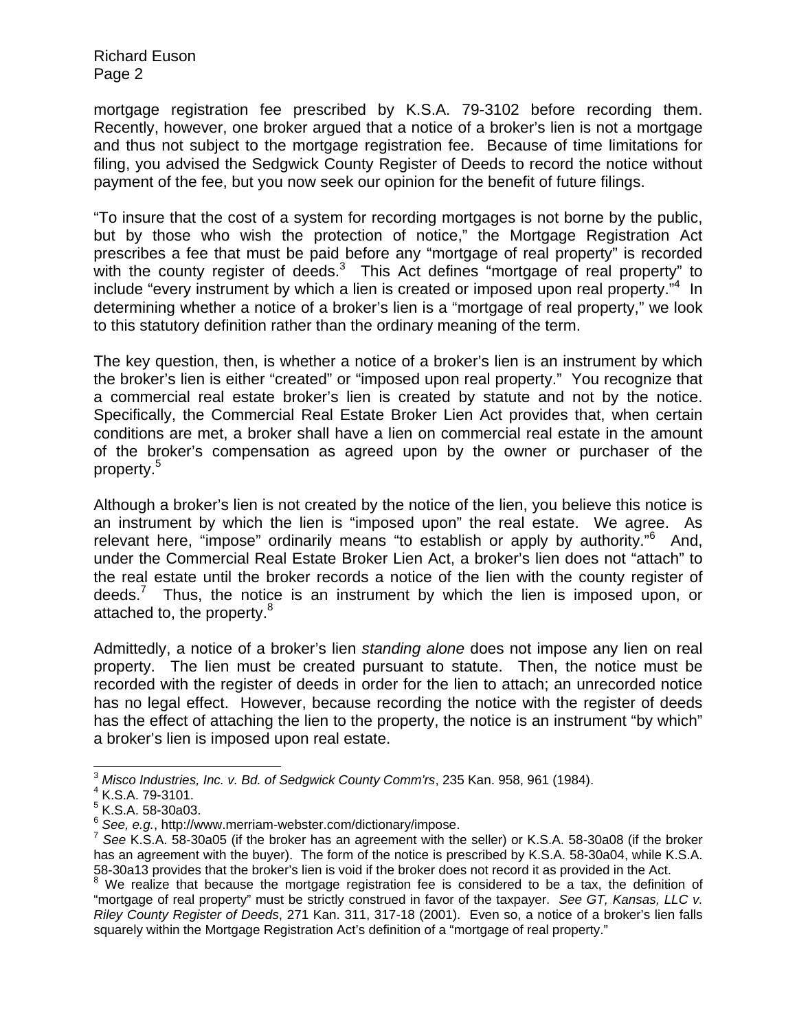mortgage registration fee prescribed by K.S.A. 79-3102 before recording them. Recently, however, one broker argued that a notice of a broker's lien is not a mortgage and thus not subject to the mortgage registration fee. Because of time limitations for filing, you advised the Sedgwick County Register of Deeds to record the notice without payment of the fee, but you now seek our opinion for the benefit of future filings.

"To insure that the cost of a system for recording mortgages is not borne by the public, but by those who wish the protection of notice," the Mortgage Registration Act prescribes a fee that must be paid before any "mortgage of real property" is recorded with the county register of deeds.[3] This Act defines "mortgage of real property" to include "every instrument by which a lien is created or imposed upon real property."[4] In determining whether a notice of a broker's lien is a "mortgage of real property," we look to this statutory definition rather than the ordinary meaning of the term.

The key question, then, is whether a notice of a broker's lien is an instrument by which the broker's lien is either "created" or "imposed upon real property." You recognize that a commercial real estate broker's lien is created by statute and not by the notice. Specifically, the Commercial Real Estate Broker Lien Act provides that, when certain conditions are met, a broker shall have a lien on commercial real estate in the amount of the broker's compensation as agreed upon by the owner or purchaser of the property.[5]

Although a broker's lien is not created by the notice of the lien, you believe this notice is an instrument by which the lien is "imposed upon" the real estate. We agree. As relevant here, "impose" ordinarily means "to establish or apply by authority."[6] And, under the Commercial Real Estate Broker Lien Act, a broker's lien does not "attach" to the real estate until the broker records a notice of the lien with the county register of deeds.[7] Thus, the notice is an instrument by which the lien is imposed upon, or attached to, the property.[8]

Admittedly, a notice of a broker's lien *standing alone* does not impose any lien on real property. The lien must be created pursuant to statute. Then, the notice must be recorded with the register of deeds in order for the lien to attach; an unrecorded notice has no legal effect. However, because recording the notice with the register of deeds has the effect of attaching the lien to the property, the notice is an instrument "by which" a broker's lien is imposed upon real estate.

---

[3] *Misco Industries, Inc. v. Bd. of Sedgwick County Comm'rs*, 235 Kan. 958, 961 (1984).

[4] K.S.A. 79-3101.

[5] K.S.A. 58-30a03.

[6] *See, e.g.*, http://www.merriam-webster.com/dictionary/impose.

[7] *See* K.S.A. 58-30a05 (if the broker has an agreement with the seller) or K.S.A. 58-30a08 (if the broker has an agreement with the buyer). The form of the notice is prescribed by K.S.A. 58-30a04, while K.S.A. 58-30a13 provides that the broker's lien is void if the broker does not record it as provided in the Act.

[8] We realize that because the mortgage registration fee is considered to be a tax, the definition of "mortgage of real property" must be strictly construed in favor of the taxpayer. *See GT, Kansas, LLC v. Riley County Register of Deeds*, 271 Kan. 311, 317-18 (2001). Even so, a notice of a broker's lien falls squarely within the Mortgage Registration Act's definition of a "mortgage of real property."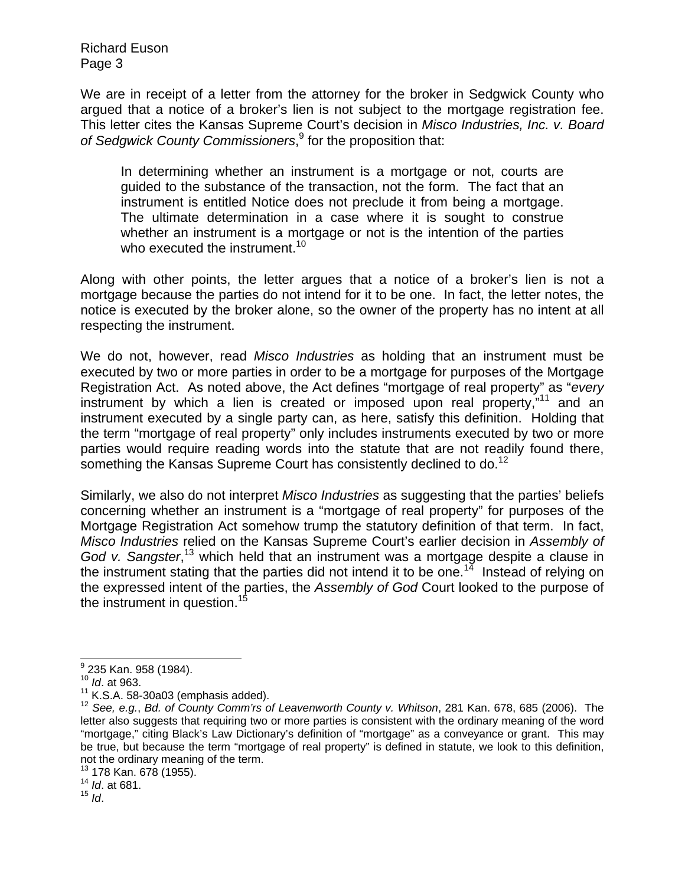We are in receipt of a letter from the attorney for the broker in Sedgwick County who argued that a notice of a broker's lien is not subject to the mortgage registration fee. This letter cites the Kansas Supreme Court's decision in *Misco Industries, Inc. v. Board of Sedgwick County Commissioners*,[9] for the proposition that:

> In determining whether an instrument is a mortgage or not, courts are guided to the substance of the transaction, not the form. The fact that an instrument is entitled Notice does not preclude it from being a mortgage. The ultimate determination in a case where it is sought to construe whether an instrument is a mortgage or not is the intention of the parties who executed the instrument.[10]

Along with other points, the letter argues that a notice of a broker's lien is not a mortgage because the parties do not intend for it to be one. In fact, the letter notes, the notice is executed by the broker alone, so the owner of the property has no intent at all respecting the instrument.

We do not, however, read *Misco Industries* as holding that an instrument must be executed by two or more parties in order to be a mortgage for purposes of the Mortgage Registration Act. As noted above, the Act defines "mortgage of real property" as "*every* instrument by which a lien is created or imposed upon real property,"[11] and an instrument executed by a single party can, as here, satisfy this definition. Holding that the term "mortgage of real property" only includes instruments executed by two or more parties would require reading words into the statute that are not readily found there, something the Kansas Supreme Court has consistently declined to do.[12]

Similarly, we also do not interpret *Misco Industries* as suggesting that the parties' beliefs concerning whether an instrument is a "mortgage of real property" for purposes of the Mortgage Registration Act somehow trump the statutory definition of that term. In fact, *Misco Industries* relied on the Kansas Supreme Court's earlier decision in *Assembly of God v. Sangster*,[13] which held that an instrument was a mortgage despite a clause in the instrument stating that the parties did not intend it to be one.[14] Instead of relying on the expressed intent of the parties, the *Assembly of God* Court looked to the purpose of the instrument in question.[15]

---

[9] 235 Kan. 958 (1984).

[10] *Id*. at 963.

[11] K.S.A. 58-30a03 (emphasis added).

[12] *See, e.g.*, *Bd. of County Comm'rs of Leavenworth County v. Whitson*, 281 Kan. 678, 685 (2006). The letter also suggests that requiring two or more parties is consistent with the ordinary meaning of the word "mortgage," citing Black's Law Dictionary's definition of "mortgage" as a conveyance or grant. This may be true, but because the term "mortgage of real property" is defined in statute, we look to this definition, not the ordinary meaning of the term.

[13] 178 Kan. 678 (1955).

[14] *Id*. at 681.

[15] *Id*.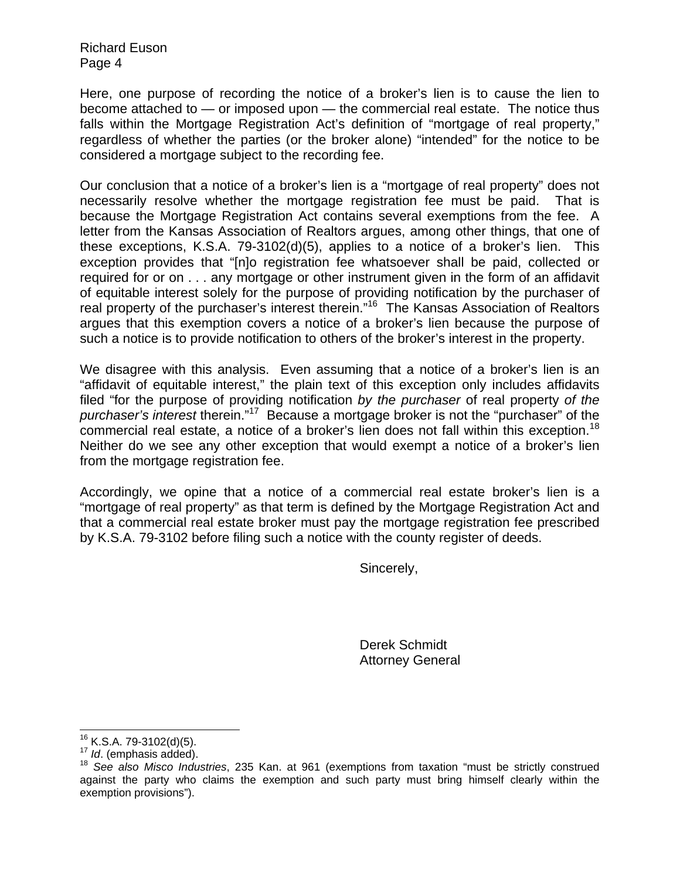Here, one purpose of recording the notice of a broker's lien is to cause the lien to become attached to — or imposed upon — the commercial real estate. The notice thus falls within the Mortgage Registration Act's definition of "mortgage of real property," regardless of whether the parties (or the broker alone) "intended" for the notice to be considered a mortgage subject to the recording fee.

Our conclusion that a notice of a broker's lien is a "mortgage of real property" does not necessarily resolve whether the mortgage registration fee must be paid. That is because the Mortgage Registration Act contains several exemptions from the fee. A letter from the Kansas Association of Realtors argues, among other things, that one of these exceptions, K.S.A. 79-3102(d)(5), applies to a notice of a broker's lien. This exception provides that "[n]o registration fee whatsoever shall be paid, collected or required for or on . . . any mortgage or other instrument given in the form of an affidavit of equitable interest solely for the purpose of providing notification by the purchaser of real property of the purchaser's interest therein."[16] The Kansas Association of Realtors argues that this exemption covers a notice of a broker's lien because the purpose of such a notice is to provide notification to others of the broker's interest in the property.

We disagree with this analysis. Even assuming that a notice of a broker's lien is an "affidavit of equitable interest," the plain text of this exception only includes affidavits filed "for the purpose of providing notification *by the purchaser* of real property *of the purchaser's interest* therein."[17] Because a mortgage broker is not the "purchaser" of the commercial real estate, a notice of a broker's lien does not fall within this exception.[18] Neither do we see any other exception that would exempt a notice of a broker's lien from the mortgage registration fee.

Accordingly, we opine that a notice of a commercial real estate broker's lien is a "mortgage of real property" as that term is defined by the Mortgage Registration Act and that a commercial real estate broker must pay the mortgage registration fee prescribed by K.S.A. 79-3102 before filing such a notice with the county register of deeds.

Sincerely,

Derek Schmidt
Attorney General

---

[16] K.S.A. 79-3102(d)(5).

[17] *Id*. (emphasis added).

[18] *See also Misco Industries*, 235 Kan. at 961 (exemptions from taxation "must be strictly construed against the party who claims the exemption and such party must bring himself clearly within the exemption provisions").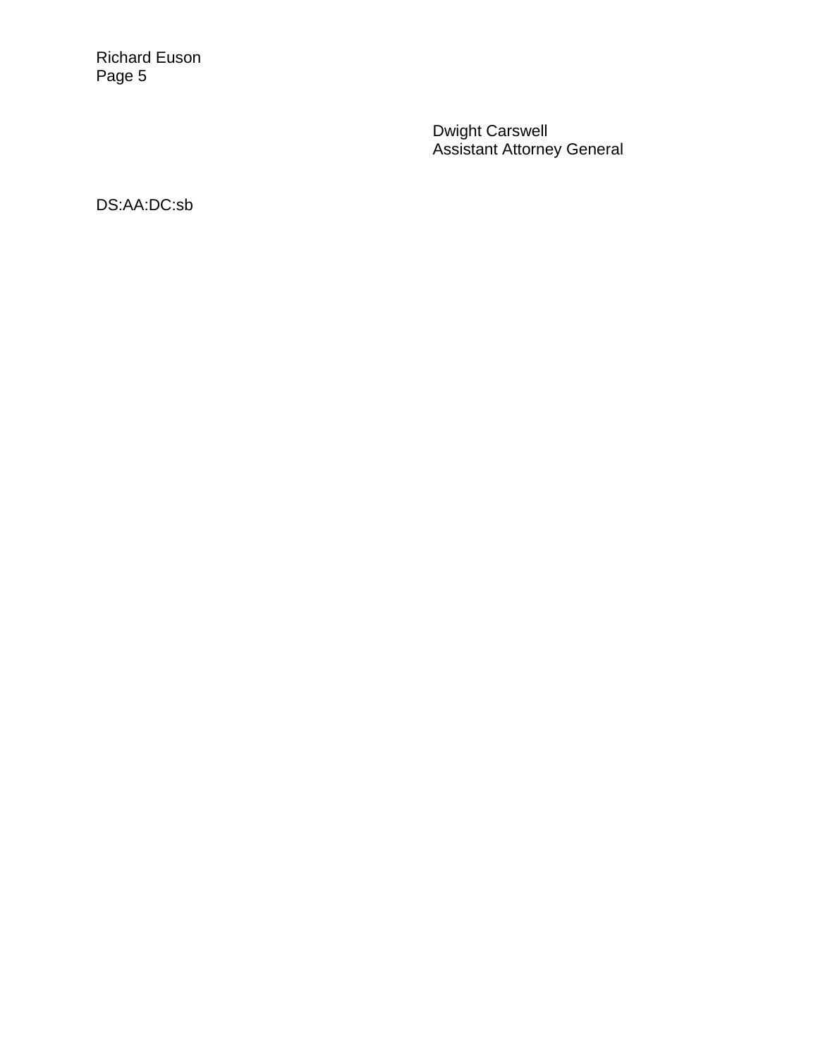Dwight Carswell
Assistant Attorney General

DS:AA:DC:sb